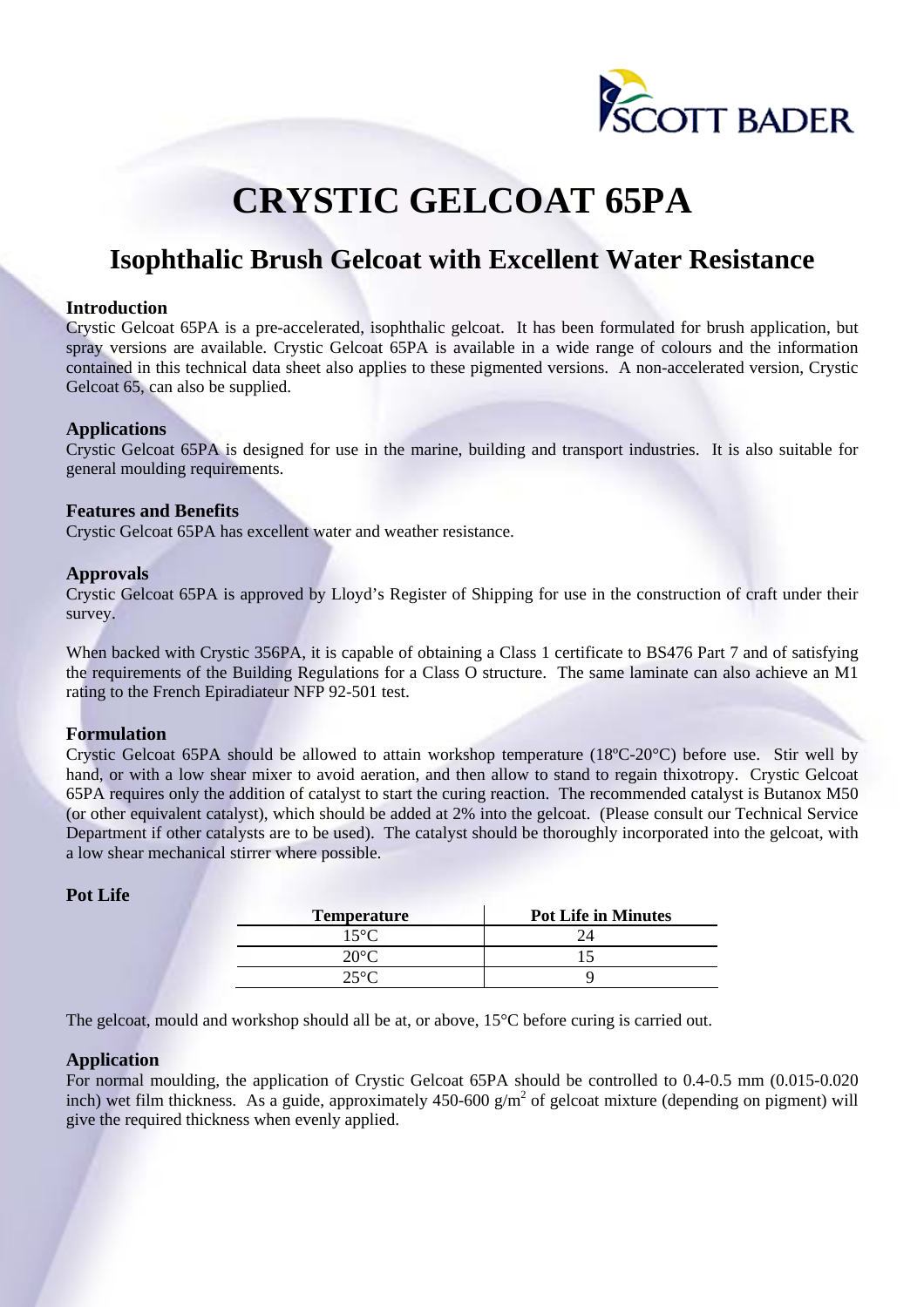# CRYSTIC GELCOAT 65PA

## Isophthalic Brush Gelcoat with Excellent Water Resistance

### Introduction

Crystic Gelcoat 65PA is a pre-accelerated, isophthalic gelcoat. It has been formulated for brush application, but spray versions are available. Crystic Gelcoat 65PA is available in a wide range of colours and the information contained in this technical data sheet also applies to these pigmented versions. A non-accelerated version, Crystic Gelcoat 65, can also be supplied.

### Applications

Crystic Gelcoat 65PA is designed for use in the marine, building and transport industries. It is also suitable for general moulding requirements.

### Features and Benefits

Crystic Gelcoat 65PA has excellent water and weather resistance.

### Approvals

Crystic Gelcoat 65PA is approved by Lloyd's Register of Shipping for use in the construction of craft under their survey.

When backed with Crystic 356PA, it is capable of obtaining a Class 1 certificate to BS476 Part 7 and of satisfying the requirements of the Building Regulations for a Class O structure. The same laminate can also achieve an M1 rating to the French Epiradiateur NFP 92-501 test.

### Formulation

Crystic Gelcoat 65PA should be allowed to attain workshop temperature (18ºC-20°C) before use. Stir well by hand, or with a low shear mixer to avoid aeration, and then allow to stand to regain thixotropy. Crystic Gelcoat 65PA requires only the addition of catalyst to start the curing reaction. The recommended catalyst is Butanox M50 (or other equivalent catalyst), which should be added at 2% into the gelcoat. (Please consult our Technical Service Department if other catalysts are to be used). The catalyst should be thoroughly incorporated into the gelcoat, with a low shear mechanical stirrer where possible.

### Pot Life

| Temperature | Pot Life in Minutes |
|---|---|
| 15°C | 24 |
| 20°C | 15 |
| 25°C | 9 |

The gelcoat, mould and workshop should all be at, or above, 15°C before curing is carried out.

### Application

For normal moulding, the application of Crystic Gelcoat 65PA should be controlled to 0.4-0.5 mm (0.015-0.020 inch) wet film thickness. As a guide, approximately 450-600 g/m$^2$ of gelcoat mixture (depending on pigment) will give the required thickness when evenly applied.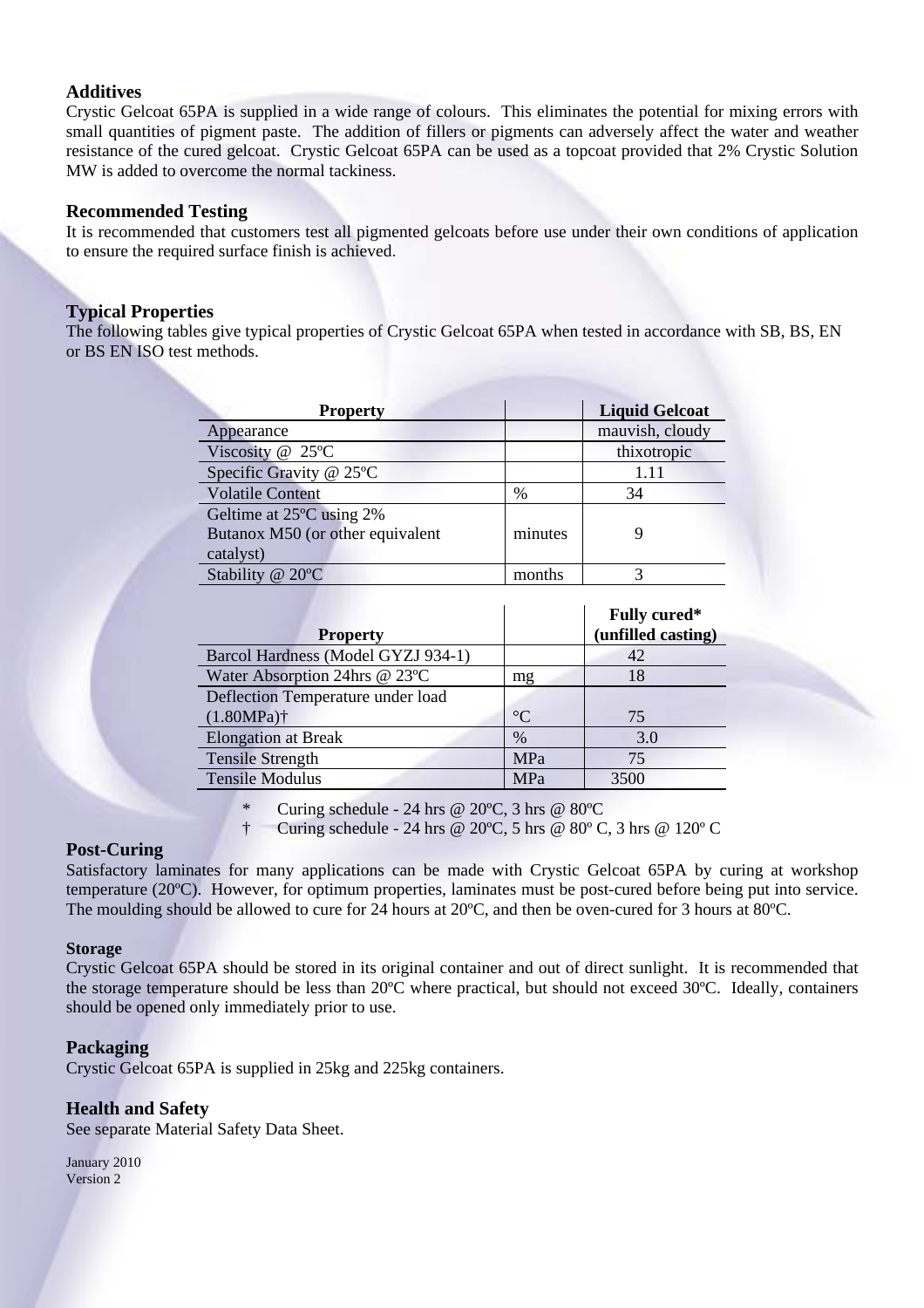## Additives

Crystic Gelcoat 65PA is supplied in a wide range of colours. This eliminates the potential for mixing errors with small quantities of pigment paste. The addition of fillers or pigments can adversely affect the water and weather resistance of the cured gelcoat. Crystic Gelcoat 65PA can be used as a topcoat provided that 2% Crystic Solution MW is added to overcome the normal tackiness.

## Recommended Testing

It is recommended that customers test all pigmented gelcoats before use under their own conditions of application to ensure the required surface finish is achieved.

## Typical Properties

The following tables give typical properties of Crystic Gelcoat 65PA when tested in accordance with SB, BS, EN or BS EN ISO test methods.

| Property | | Liquid Gelcoat |
|---|---|---|
| Appearance | | mauvish, cloudy |
| Viscosity @ 25ºC | | thixotropic |
| Specific Gravity @ 25ºC | | 1.11 |
| Volatile Content | % | 34 |
| Geltime at 25ºC using 2% Butanox M50 (or other equivalent catalyst) | minutes | 9 |
| Stability @ 20ºC | months | 3 |

| Property | | Fully cured* (unfilled casting) |
|---|---|---|
| Barcol Hardness (Model GYZJ 934-1) | | 42 |
| Water Absorption 24hrs @ 23ºC | mg | 18 |
| Deflection Temperature under load (1.80MPa)† | °C | 75 |
| Elongation at Break | % | 3.0 |
| Tensile Strength | MPa | 75 |
| Tensile Modulus | MPa | 3500 |

\* Curing schedule - 24 hrs @ 20ºC, 3 hrs @ 80ºC

† Curing schedule - 24 hrs @ 20ºC, 5 hrs @ 80º C, 3 hrs @ 120º C

## Post-Curing

Satisfactory laminates for many applications can be made with Crystic Gelcoat 65PA by curing at workshop temperature (20ºC). However, for optimum properties, laminates must be post-cured before being put into service. The moulding should be allowed to cure for 24 hours at 20ºC, and then be oven-cured for 3 hours at 80ºC.

### Storage

Crystic Gelcoat 65PA should be stored in its original container and out of direct sunlight. It is recommended that the storage temperature should be less than 20ºC where practical, but should not exceed 30ºC. Ideally, containers should be opened only immediately prior to use.

## Packaging

Crystic Gelcoat 65PA is supplied in 25kg and 225kg containers.

## Health and Safety

See separate Material Safety Data Sheet.

January 2010
Version 2